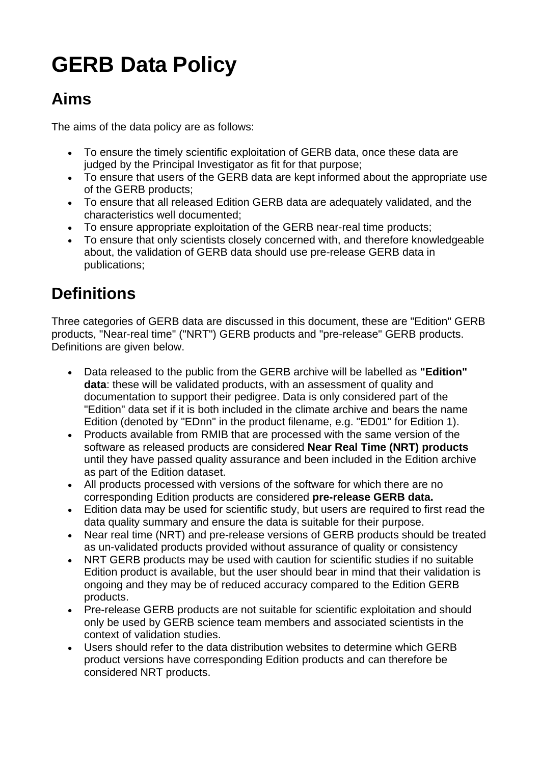# GERB Data Policy

## Aims

The aims of the data policy are as follows:

- To ensure the timely scientific exploitation of GERB data, once these data are judged by the Principal Investigator as fit for that purpose;
- To ensure that users of the GERB data are kept informed about the appropriate use of the GERB products;
- To ensure that all released Edition GERB data are adequately validated, and the characteristics well documented;
- To ensure appropriate exploitation of the GERB near-real time products;
- To ensure that only scientists closely concerned with, and therefore knowledgeable about, the validation of GERB data should use pre-release GERB data in publications;

## Definitions

Three categories of GERB data are discussed in this document, these are "Edition" GERB products, "Near-real time" ("NRT") GERB products and "pre-release" GERB products. Definitions are given below.

- Data released to the public from the GERB archive will be labelled as **"Edition" data**: these will be validated products, with an assessment of quality and documentation to support their pedigree. Data is only considered part of the "Edition" data set if it is both included in the climate archive and bears the name Edition (denoted by "EDnn" in the product filename, e.g. "ED01" for Edition 1).
- Products available from RMIB that are processed with the same version of the software as released products are considered **Near Real Time (NRT) products** until they have passed quality assurance and been included in the Edition archive as part of the Edition dataset.
- All products processed with versions of the software for which there are no corresponding Edition products are considered **pre-release GERB data.**
- Edition data may be used for scientific study, but users are required to first read the data quality summary and ensure the data is suitable for their purpose.
- Near real time (NRT) and pre-release versions of GERB products should be treated as un-validated products provided without assurance of quality or consistency
- NRT GERB products may be used with caution for scientific studies if no suitable Edition product is available, but the user should bear in mind that their validation is ongoing and they may be of reduced accuracy compared to the Edition GERB products.
- Pre-release GERB products are not suitable for scientific exploitation and should only be used by GERB science team members and associated scientists in the context of validation studies.
- Users should refer to the data distribution websites to determine which GERB product versions have corresponding Edition products and can therefore be considered NRT products.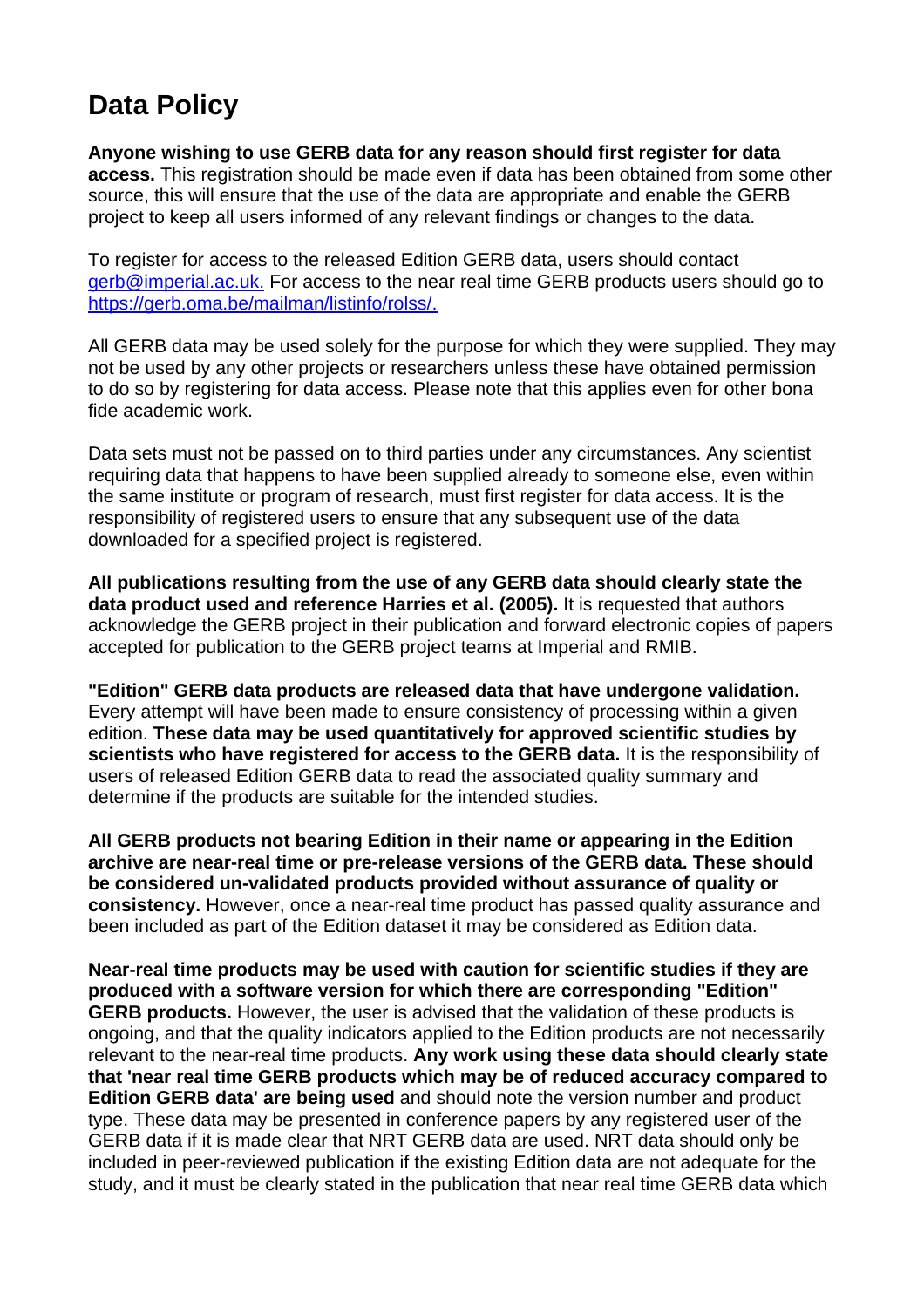# Data Policy

**Anyone wishing to use GERB data for any reason should first register for data access.** This registration should be made even if data has been obtained from some other source, this will ensure that the use of the data are appropriate and enable the GERB project to keep all users informed of any relevant findings or changes to the data.

To register for access to the released Edition GERB data, users should contact [gerb@imperial.ac.uk.](mailto:gerb@imperial.ac.uk) For access to the near real time GERB products users should go to [https://gerb.oma.be/mailman/listinfo/rolss/.](https://gerb.oma.be/mailman/listinfo/rolss/)

All GERB data may be used solely for the purpose for which they were supplied. They may not be used by any other projects or researchers unless these have obtained permission to do so by registering for data access. Please note that this applies even for other bona fide academic work.

Data sets must not be passed on to third parties under any circumstances. Any scientist requiring data that happens to have been supplied already to someone else, even within the same institute or program of research, must first register for data access. It is the responsibility of registered users to ensure that any subsequent use of the data downloaded for a specified project is registered.

**All publications resulting from the use of any GERB data should clearly state the data product used and reference Harries et al. (2005).** It is requested that authors acknowledge the GERB project in their publication and forward electronic copies of papers accepted for publication to the GERB project teams at Imperial and RMIB.

**"Edition" GERB data products are released data that have undergone validation.** Every attempt will have been made to ensure consistency of processing within a given edition. **These data may be used quantitatively for approved scientific studies by scientists who have registered for access to the GERB data.** It is the responsibility of users of released Edition GERB data to read the associated quality summary and determine if the products are suitable for the intended studies.

**All GERB products not bearing Edition in their name or appearing in the Edition archive are near-real time or pre-release versions of the GERB data. These should be considered un-validated products provided without assurance of quality or consistency.** However, once a near-real time product has passed quality assurance and been included as part of the Edition dataset it may be considered as Edition data.

**Near-real time products may be used with caution for scientific studies if they are produced with a software version for which there are corresponding "Edition" GERB products.** However, the user is advised that the validation of these products is ongoing, and that the quality indicators applied to the Edition products are not necessarily relevant to the near-real time products. **Any work using these data should clearly state that 'near real time GERB products which may be of reduced accuracy compared to Edition GERB data' are being used** and should note the version number and product type. These data may be presented in conference papers by any registered user of the GERB data if it is made clear that NRT GERB data are used. NRT data should only be included in peer-reviewed publication if the existing Edition data are not adequate for the study, and it must be clearly stated in the publication that near real time GERB data which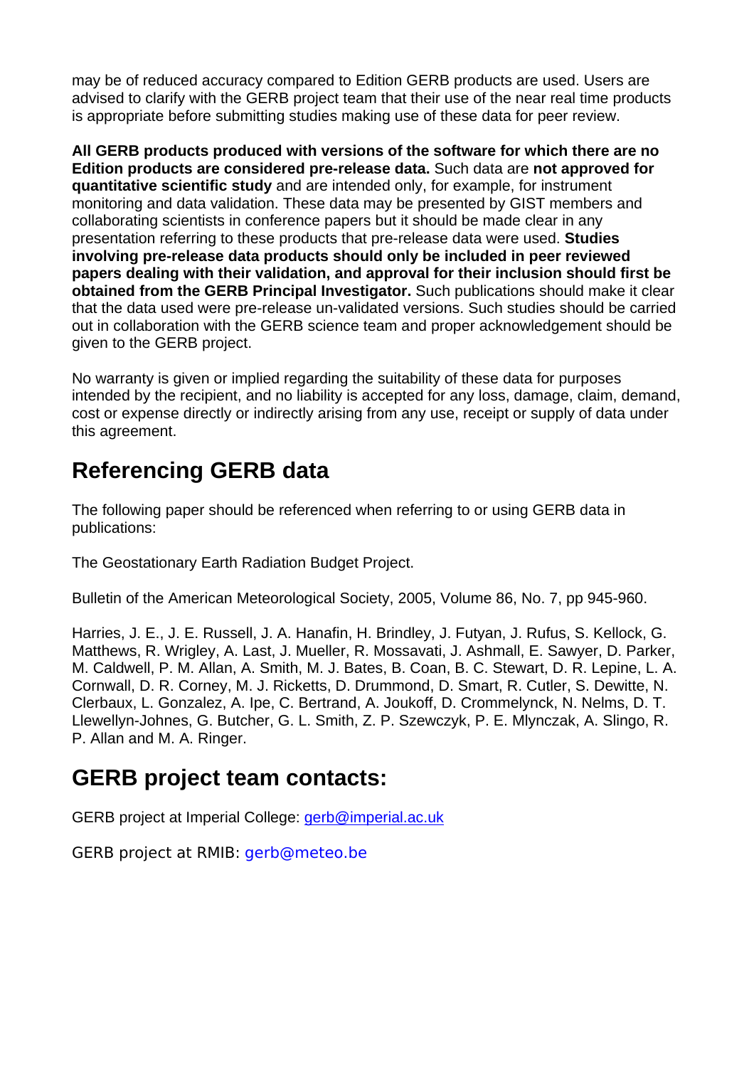may be of reduced accuracy compared to Edition GERB products are used. Users are advised to clarify with the GERB project team that their use of the near real time products is appropriate before submitting studies making use of these data for peer review.

**All GERB products produced with versions of the software for which there are no Edition products are considered pre-release data.** Such data are **not approved for quantitative scientific study** and are intended only, for example, for instrument monitoring and data validation. These data may be presented by GIST members and collaborating scientists in conference papers but it should be made clear in any presentation referring to these products that pre-release data were used. **Studies involving pre-release data products should only be included in peer reviewed papers dealing with their validation, and approval for their inclusion should first be obtained from the GERB Principal Investigator.** Such publications should make it clear that the data used were pre-release un-validated versions. Such studies should be carried out in collaboration with the GERB science team and proper acknowledgement should be given to the GERB project.

No warranty is given or implied regarding the suitability of these data for purposes intended by the recipient, and no liability is accepted for any loss, damage, claim, demand, cost or expense directly or indirectly arising from any use, receipt or supply of data under this agreement.

## Referencing GERB data

The following paper should be referenced when referring to or using GERB data in publications:

The Geostationary Earth Radiation Budget Project.

Bulletin of the American Meteorological Society, 2005, Volume 86, No. 7, pp 945-960.

Harries, J. E., J. E. Russell, J. A. Hanafin, H. Brindley, J. Futyan, J. Rufus, S. Kellock, G. Matthews, R. Wrigley, A. Last, J. Mueller, R. Mossavati, J. Ashmall, E. Sawyer, D. Parker, M. Caldwell, P. M. Allan, A. Smith, M. J. Bates, B. Coan, B. C. Stewart, D. R. Lepine, L. A. Cornwall, D. R. Corney, M. J. Ricketts, D. Drummond, D. Smart, R. Cutler, S. Dewitte, N. Clerbaux, L. Gonzalez, A. Ipe, C. Bertrand, A. Joukoff, D. Crommelynck, N. Nelms, D. T. Llewellyn-Johnes, G. Butcher, G. L. Smith, Z. P. Szewczyk, P. E. Mlynczak, A. Slingo, R. P. Allan and M. A. Ringer.

## GERB project team contacts:

GERB project at Imperial College: gerb@imperial.ac.uk

GERB project at RMIB: gerb@meteo.be